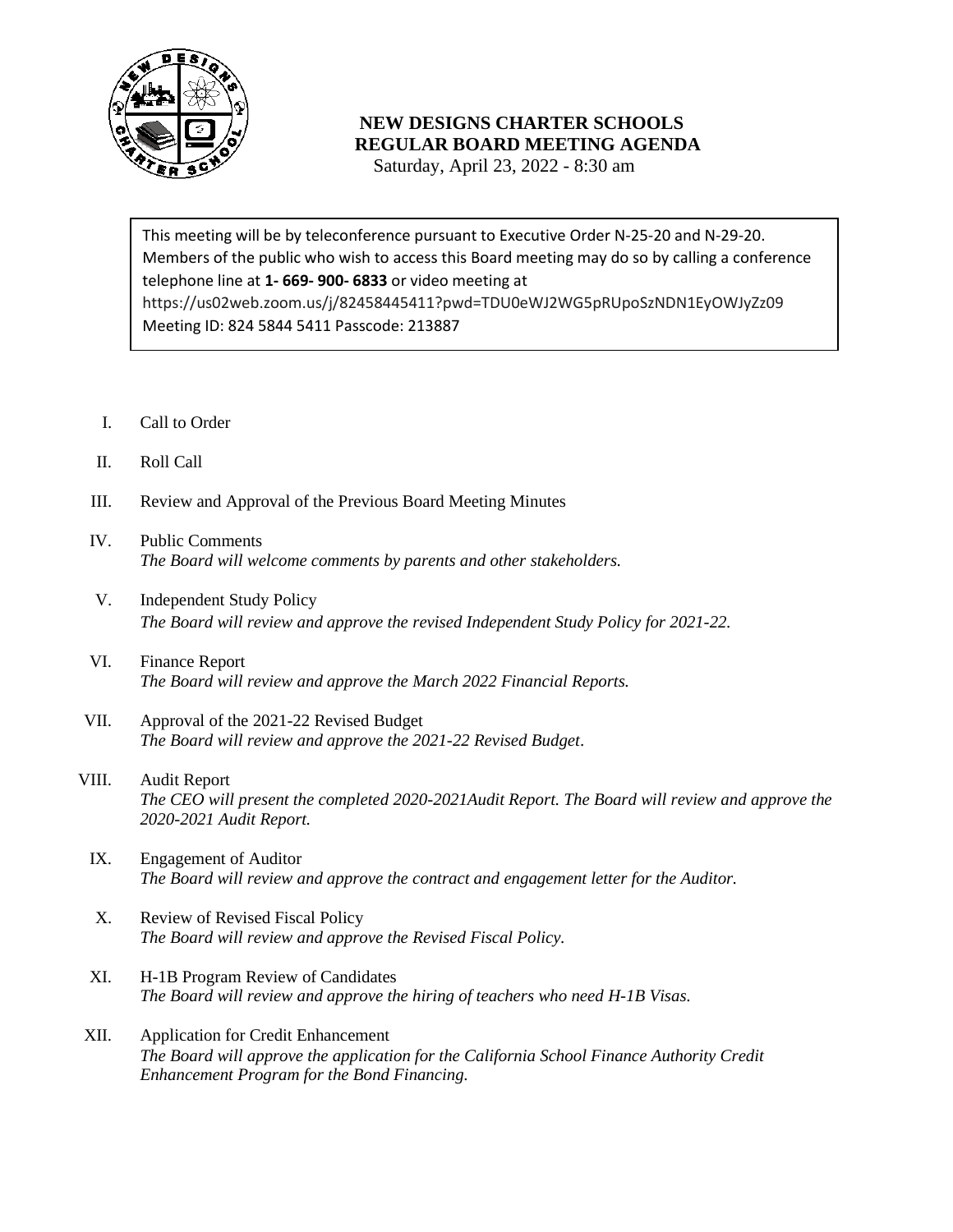# NEW DESIGNS CHARTER SCHOOLS
## REGULAR BOARD MEETING AGENDA

Saturday, April 23, 2022 - 8:30 am

This meeting will be by teleconference pursuant to Executive Order N-25-20 and N-29-20. Members of the public who wish to access this Board meeting may do so by calling a conference telephone line at **1- 669- 900- 6833** or video meeting at https://us02web.zoom.us/j/82458445411?pwd=TDU0eWJ2WG5pRUpoSzNDN1EyOWJyZz09 Meeting ID: 824 5844 5411 Passcode: 213887

I. Call to Order

II. Roll Call

III. Review and Approval of the Previous Board Meeting Minutes

IV. Public Comments
*The Board will welcome comments by parents and other stakeholders.*

V. Independent Study Policy
*The Board will review and approve the revised Independent Study Policy for 2021-22.*

VI. Finance Report
*The Board will review and approve the March 2022 Financial Reports.*

VII. Approval of the 2021-22 Revised Budget
*The Board will review and approve the 2021-22 Revised Budget*.

VIII. Audit Report
*The CEO will present the completed 2020-2021Audit Report. The Board will review and approve the 2020-2021 Audit Report.*

IX. Engagement of Auditor
*The Board will review and approve the contract and engagement letter for the Auditor.*

X. Review of Revised Fiscal Policy
*The Board will review and approve the Revised Fiscal Policy.*

XI. H-1B Program Review of Candidates
*The Board will review and approve the hiring of teachers who need H-1B Visas.*

XII. Application for Credit Enhancement
*The Board will approve the application for the California School Finance Authority Credit Enhancement Program for the Bond Financing.*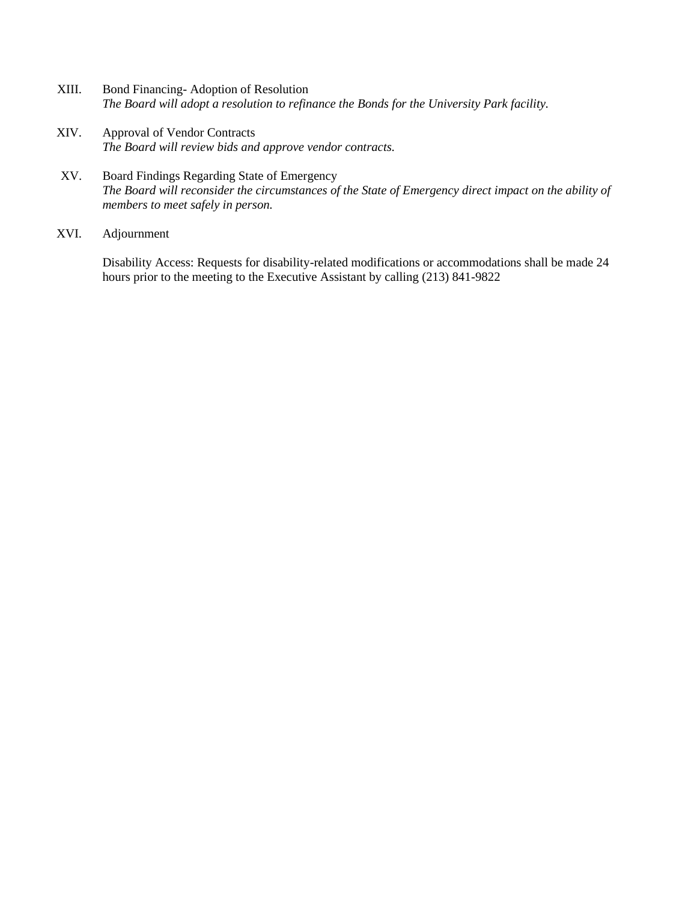XIII. Bond Financing- Adoption of Resolution
*The Board will adopt a resolution to refinance the Bonds for the University Park facility.*

XIV. Approval of Vendor Contracts
*The Board will review bids and approve vendor contracts.*

XV. Board Findings Regarding State of Emergency
*The Board will reconsider the circumstances of the State of Emergency direct impact on the ability of members to meet safely in person.*

XVI. Adjournment

Disability Access: Requests for disability-related modifications or accommodations shall be made 24 hours prior to the meeting to the Executive Assistant by calling (213) 841-9822